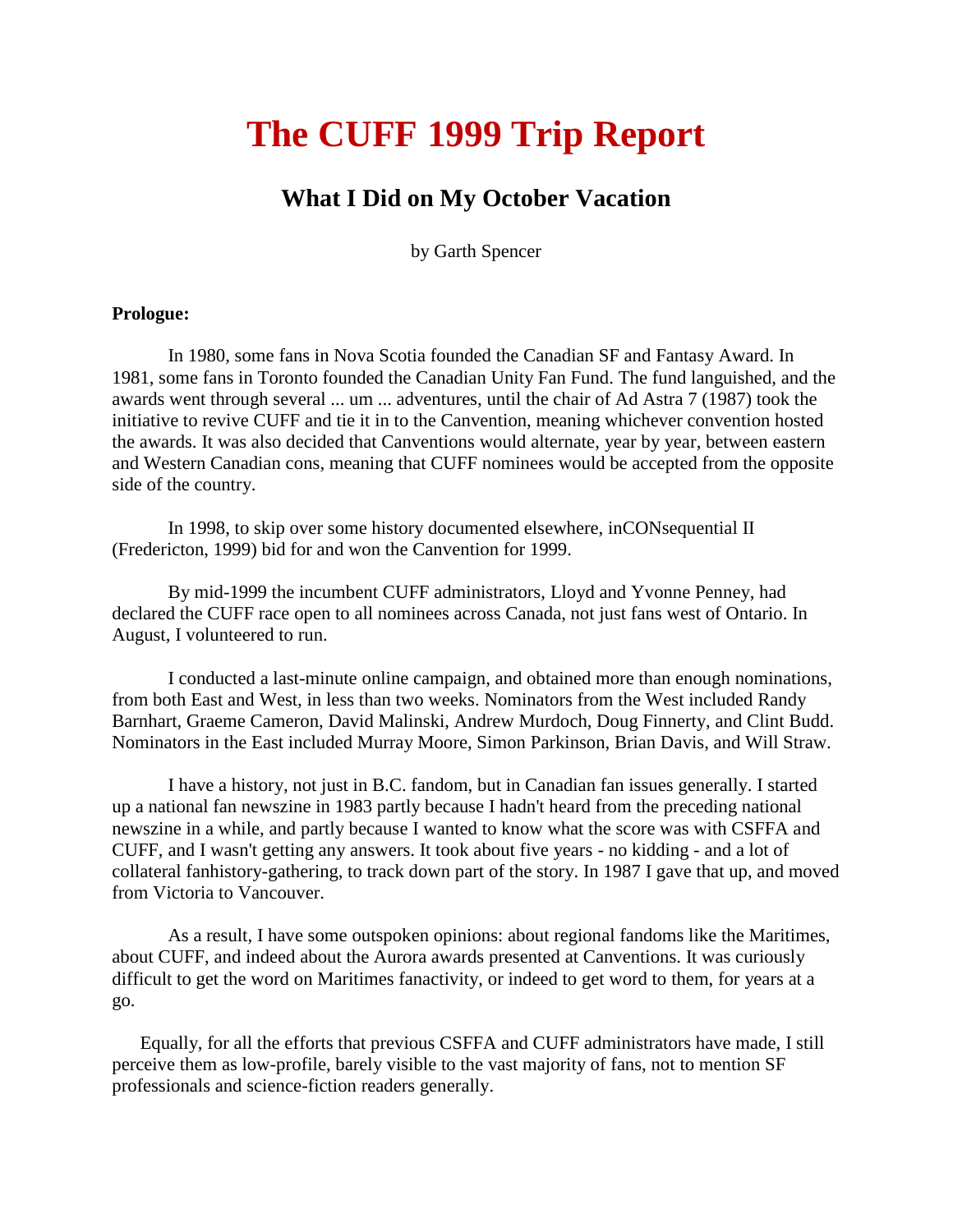# The CUFF 1999 Trip Report

## What I Did on My October Vacation

by Garth Spencer

**Prologue:**

In 1980, some fans in Nova Scotia founded the Canadian SF and Fantasy Award. In 1981, some fans in Toronto founded the Canadian Unity Fan Fund. The fund languished, and the awards went through several ... um ... adventures, until the chair of Ad Astra 7 (1987) took the initiative to revive CUFF and tie it in to the Canvention, meaning whichever convention hosted the awards. It was also decided that Canventions would alternate, year by year, between eastern and Western Canadian cons, meaning that CUFF nominees would be accepted from the opposite side of the country.

In 1998, to skip over some history documented elsewhere, inCONsequential II (Fredericton, 1999) bid for and won the Canvention for 1999.

By mid-1999 the incumbent CUFF administrators, Lloyd and Yvonne Penney, had declared the CUFF race open to all nominees across Canada, not just fans west of Ontario. In August, I volunteered to run.

I conducted a last-minute online campaign, and obtained more than enough nominations, from both East and West, in less than two weeks. Nominators from the West included Randy Barnhart, Graeme Cameron, David Malinski, Andrew Murdoch, Doug Finnerty, and Clint Budd. Nominators in the East included Murray Moore, Simon Parkinson, Brian Davis, and Will Straw.

I have a history, not just in B.C. fandom, but in Canadian fan issues generally. I started up a national fan newszine in 1983 partly because I hadn't heard from the preceding national newszine in a while, and partly because I wanted to know what the score was with CSFFA and CUFF, and I wasn't getting any answers. It took about five years - no kidding - and a lot of collateral fanhistory-gathering, to track down part of the story. In 1987 I gave that up, and moved from Victoria to Vancouver.

As a result, I have some outspoken opinions: about regional fandoms like the Maritimes, about CUFF, and indeed about the Aurora awards presented at Canventions. It was curiously difficult to get the word on Maritimes fanactivity, or indeed to get word to them, for years at a go.

Equally, for all the efforts that previous CSFFA and CUFF administrators have made, I still perceive them as low-profile, barely visible to the vast majority of fans, not to mention SF professionals and science-fiction readers generally.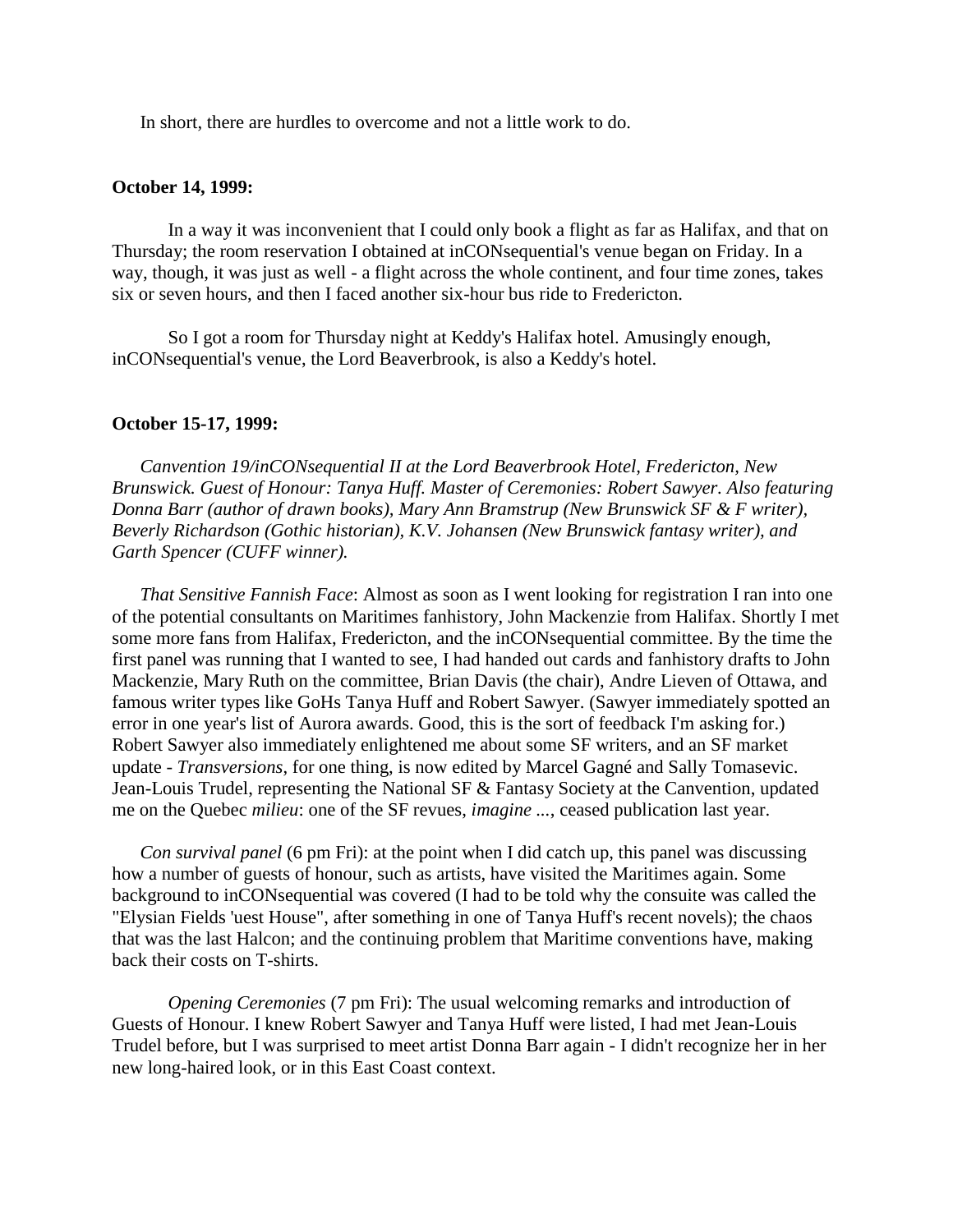In short, there are hurdles to overcome and not a little work to do.

**October 14, 1999:**

In a way it was inconvenient that I could only book a flight as far as Halifax, and that on Thursday; the room reservation I obtained at inCONsequential's venue began on Friday. In a way, though, it was just as well - a flight across the whole continent, and four time zones, takes six or seven hours, and then I faced another six-hour bus ride to Fredericton.

So I got a room for Thursday night at Keddy's Halifax hotel. Amusingly enough, inCONsequential's venue, the Lord Beaverbrook, is also a Keddy's hotel.

**October 15-17, 1999:**

*Canvention 19/inCONsequential II at the Lord Beaverbrook Hotel, Fredericton, New Brunswick. Guest of Honour: Tanya Huff. Master of Ceremonies: Robert Sawyer. Also featuring Donna Barr (author of drawn books), Mary Ann Bramstrup (New Brunswick SF & F writer), Beverly Richardson (Gothic historian), K.V. Johansen (New Brunswick fantasy writer), and Garth Spencer (CUFF winner).*

*That Sensitive Fannish Face*: Almost as soon as I went looking for registration I ran into one of the potential consultants on Maritimes fanhistory, John Mackenzie from Halifax. Shortly I met some more fans from Halifax, Fredericton, and the inCONsequential committee. By the time the first panel was running that I wanted to see, I had handed out cards and fanhistory drafts to John Mackenzie, Mary Ruth on the committee, Brian Davis (the chair), Andre Lieven of Ottawa, and famous writer types like GoHs Tanya Huff and Robert Sawyer. (Sawyer immediately spotted an error in one year's list of Aurora awards. Good, this is the sort of feedback I'm asking for.) Robert Sawyer also immediately enlightened me about some SF writers, and an SF market update - *Transversions*, for one thing, is now edited by Marcel Gagné and Sally Tomasevic. Jean-Louis Trudel, representing the National SF & Fantasy Society at the Canvention, updated me on the Quebec *milieu*: one of the SF revues, *imagine ...*, ceased publication last year.

*Con survival panel* (6 pm Fri): at the point when I did catch up, this panel was discussing how a number of guests of honour, such as artists, have visited the Maritimes again. Some background to inCONsequential was covered (I had to be told why the consuite was called the "Elysian Fields 'uest House", after something in one of Tanya Huff's recent novels); the chaos that was the last Halcon; and the continuing problem that Maritime conventions have, making back their costs on T-shirts.

*Opening Ceremonies* (7 pm Fri): The usual welcoming remarks and introduction of Guests of Honour. I knew Robert Sawyer and Tanya Huff were listed, I had met Jean-Louis Trudel before, but I was surprised to meet artist Donna Barr again - I didn't recognize her in her new long-haired look, or in this East Coast context.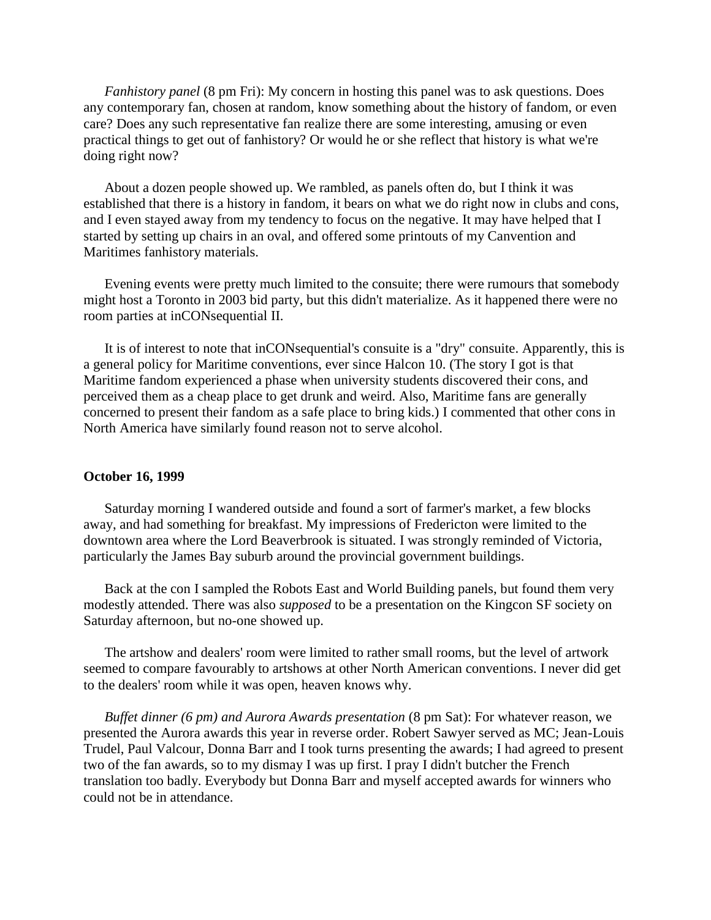*Fanhistory panel* (8 pm Fri): My concern in hosting this panel was to ask questions. Does any contemporary fan, chosen at random, know something about the history of fandom, or even care? Does any such representative fan realize there are some interesting, amusing or even practical things to get out of fanhistory? Or would he or she reflect that history is what we're doing right now?

About a dozen people showed up. We rambled, as panels often do, but I think it was established that there is a history in fandom, it bears on what we do right now in clubs and cons, and I even stayed away from my tendency to focus on the negative. It may have helped that I started by setting up chairs in an oval, and offered some printouts of my Canvention and Maritimes fanhistory materials.

Evening events were pretty much limited to the consuite; there were rumours that somebody might host a Toronto in 2003 bid party, but this didn't materialize. As it happened there were no room parties at inCONsequential II.

It is of interest to note that inCONsequential's consuite is a "dry" consuite. Apparently, this is a general policy for Maritime conventions, ever since Halcon 10. (The story I got is that Maritime fandom experienced a phase when university students discovered their cons, and perceived them as a cheap place to get drunk and weird. Also, Maritime fans are generally concerned to present their fandom as a safe place to bring kids.) I commented that other cons in North America have similarly found reason not to serve alcohol.

**October 16, 1999**

Saturday morning I wandered outside and found a sort of farmer's market, a few blocks away, and had something for breakfast. My impressions of Fredericton were limited to the downtown area where the Lord Beaverbrook is situated. I was strongly reminded of Victoria, particularly the James Bay suburb around the provincial government buildings.

Back at the con I sampled the Robots East and World Building panels, but found them very modestly attended. There was also *supposed* to be a presentation on the Kingcon SF society on Saturday afternoon, but no-one showed up.

The artshow and dealers' room were limited to rather small rooms, but the level of artwork seemed to compare favourably to artshows at other North American conventions. I never did get to the dealers' room while it was open, heaven knows why.

*Buffet dinner (6 pm) and Aurora Awards presentation* (8 pm Sat): For whatever reason, we presented the Aurora awards this year in reverse order. Robert Sawyer served as MC; Jean-Louis Trudel, Paul Valcour, Donna Barr and I took turns presenting the awards; I had agreed to present two of the fan awards, so to my dismay I was up first. I pray I didn't butcher the French translation too badly. Everybody but Donna Barr and myself accepted awards for winners who could not be in attendance.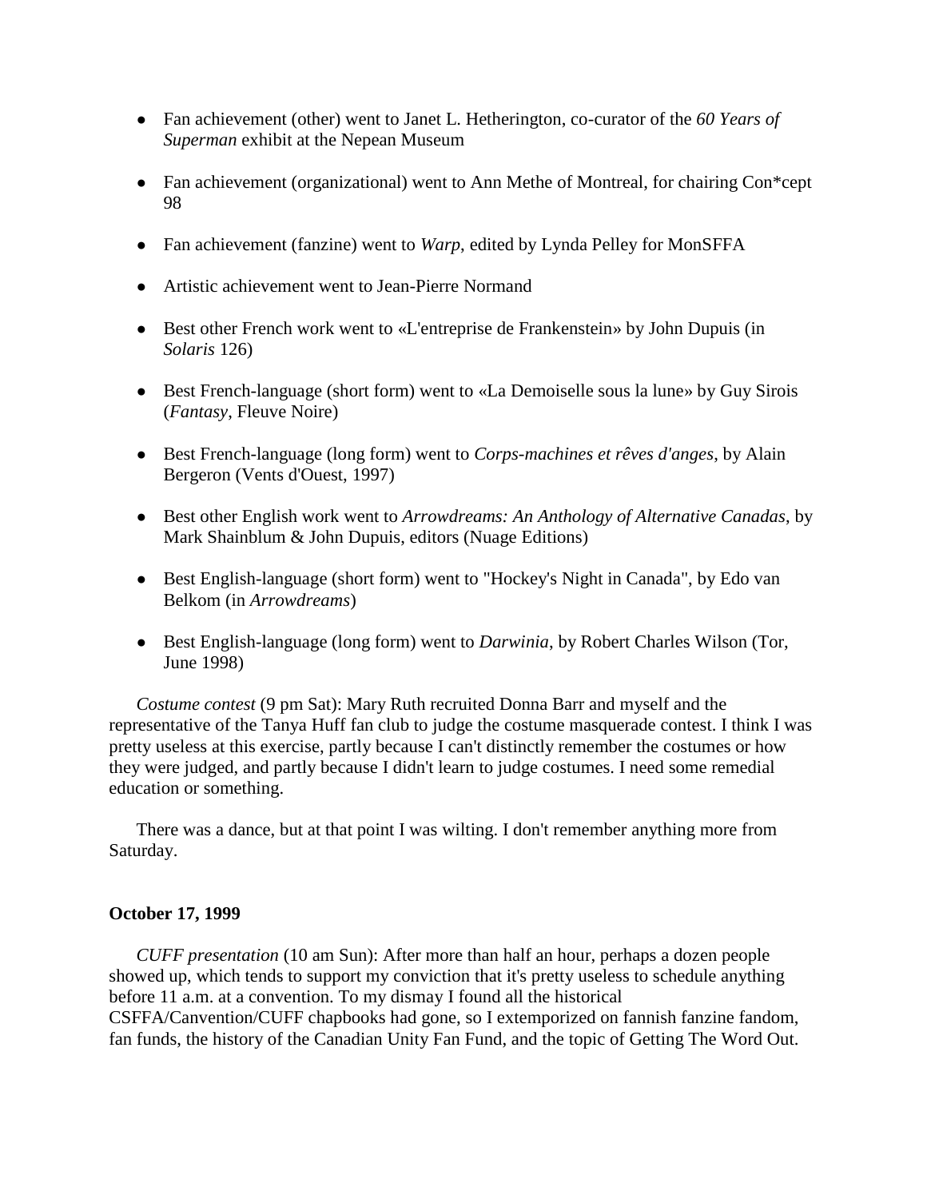- Fan achievement (other) went to Janet L. Hetherington, co-curator of the *60 Years of Superman* exhibit at the Nepean Museum
- Fan achievement (organizational) went to Ann Methe of Montreal, for chairing Con*cept 98
- Fan achievement (fanzine) went to *Warp*, edited by Lynda Pelley for MonSFFA
- Artistic achievement went to Jean-Pierre Normand
- Best other French work went to «L'entreprise de Frankenstein» by John Dupuis (in *Solaris* 126)
- Best French-language (short form) went to «La Demoiselle sous la lune» by Guy Sirois (*Fantasy*, Fleuve Noire)
- Best French-language (long form) went to *Corps-machines et rêves d'anges*, by Alain Bergeron (Vents d'Ouest, 1997)
- Best other English work went to *Arrowdreams: An Anthology of Alternative Canadas*, by Mark Shainblum & John Dupuis, editors (Nuage Editions)
- Best English-language (short form) went to "Hockey's Night in Canada", by Edo van Belkom (in *Arrowdreams*)
- Best English-language (long form) went to *Darwinia*, by Robert Charles Wilson (Tor, June 1998)

*Costume contest* (9 pm Sat): Mary Ruth recruited Donna Barr and myself and the representative of the Tanya Huff fan club to judge the costume masquerade contest. I think I was pretty useless at this exercise, partly because I can't distinctly remember the costumes or how they were judged, and partly because I didn't learn to judge costumes. I need some remedial education or something.

There was a dance, but at that point I was wilting. I don't remember anything more from Saturday.

**October 17, 1999**

*CUFF presentation* (10 am Sun): After more than half an hour, perhaps a dozen people showed up, which tends to support my conviction that it's pretty useless to schedule anything before 11 a.m. at a convention. To my dismay I found all the historical CSFFA/Canvention/CUFF chapbooks had gone, so I extemporized on fannish fanzine fandom, fan funds, the history of the Canadian Unity Fan Fund, and the topic of Getting The Word Out.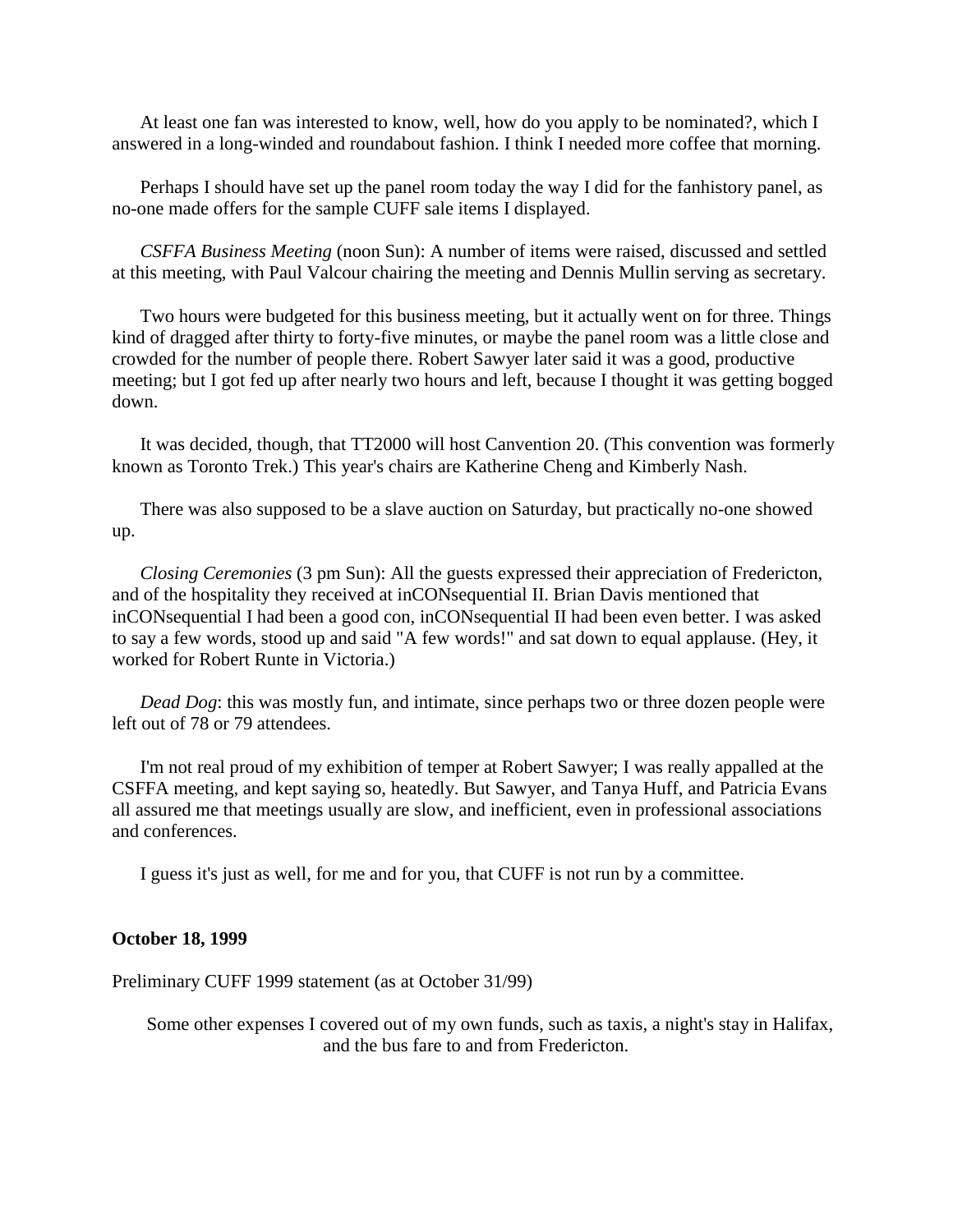At least one fan was interested to know, well, how do you apply to be nominated?, which I answered in a long-winded and roundabout fashion. I think I needed more coffee that morning.

Perhaps I should have set up the panel room today the way I did for the fanhistory panel, as no-one made offers for the sample CUFF sale items I displayed.

*CSFFA Business Meeting* (noon Sun): A number of items were raised, discussed and settled at this meeting, with Paul Valcour chairing the meeting and Dennis Mullin serving as secretary.

Two hours were budgeted for this business meeting, but it actually went on for three. Things kind of dragged after thirty to forty-five minutes, or maybe the panel room was a little close and crowded for the number of people there. Robert Sawyer later said it was a good, productive meeting; but I got fed up after nearly two hours and left, because I thought it was getting bogged down.

It was decided, though, that TT2000 will host Canvention 20. (This convention was formerly known as Toronto Trek.) This year's chairs are Katherine Cheng and Kimberly Nash.

There was also supposed to be a slave auction on Saturday, but practically no-one showed up.

*Closing Ceremonies* (3 pm Sun): All the guests expressed their appreciation of Fredericton, and of the hospitality they received at inCONsequential II. Brian Davis mentioned that inCONsequential I had been a good con, inCONsequential II had been even better. I was asked to say a few words, stood up and said "A few words!" and sat down to equal applause. (Hey, it worked for Robert Runte in Victoria.)

*Dead Dog*: this was mostly fun, and intimate, since perhaps two or three dozen people were left out of 78 or 79 attendees.

I'm not real proud of my exhibition of temper at Robert Sawyer; I was really appalled at the CSFFA meeting, and kept saying so, heatedly. But Sawyer, and Tanya Huff, and Patricia Evans all assured me that meetings usually are slow, and inefficient, even in professional associations and conferences.

I guess it's just as well, for me and for you, that CUFF is not run by a committee.

**October 18, 1999**

Preliminary CUFF 1999 statement (as at October 31/99)

Some other expenses I covered out of my own funds, such as taxis, a night's stay in Halifax, and the bus fare to and from Fredericton.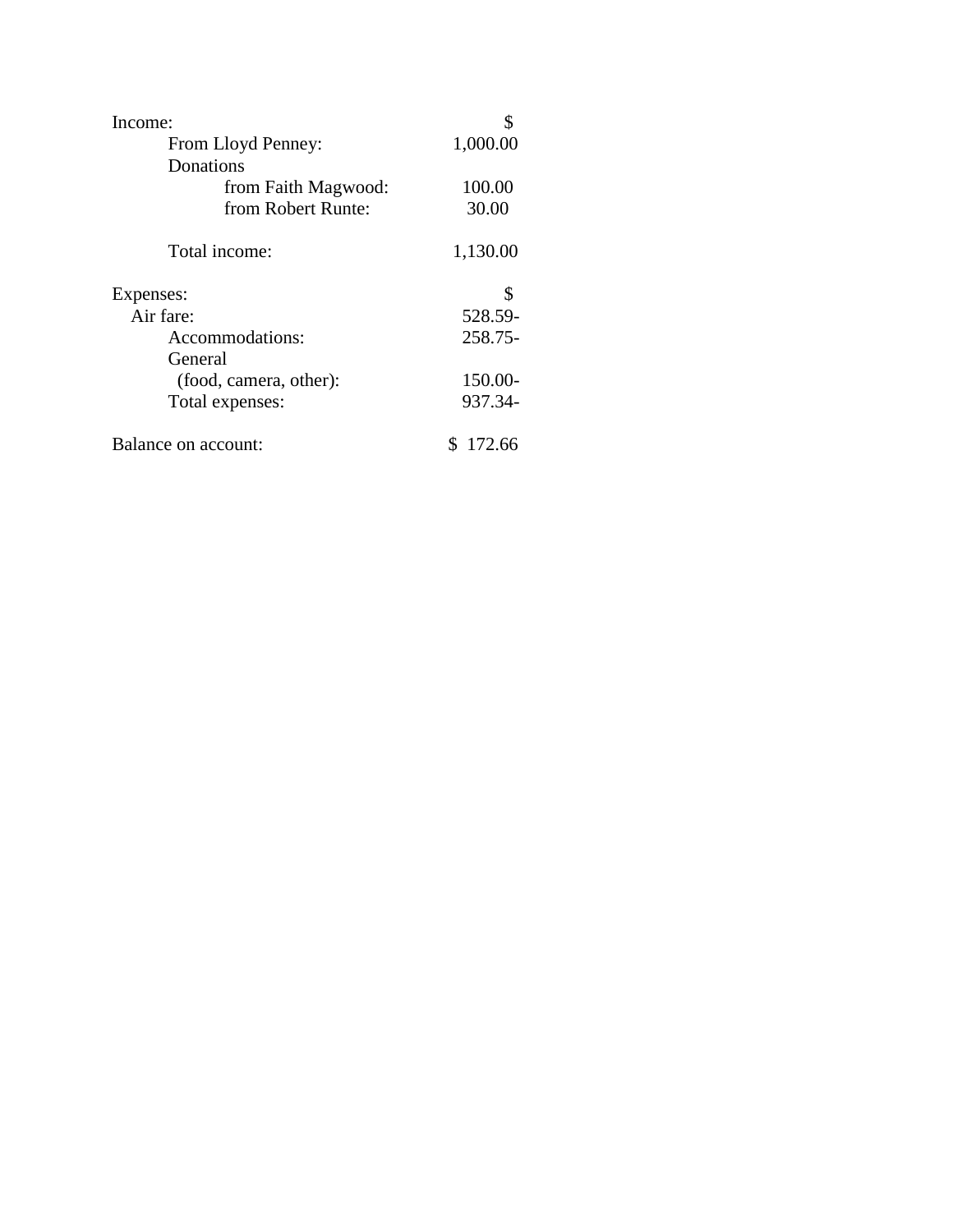| | |
|---|---|
| Income: | $ |
| From Lloyd Penney: | 1,000.00 |
| Donations | |
| from Faith Magwood: | 100.00 |
| from Robert Runte: | 30.00 |
| Total income: | 1,130.00 |
| Expenses: | $ |
| Air fare: | 528.59- |
| Accommodations: | 258.75- |
| General | |
| (food, camera, other): | 150.00- |
| Total expenses: | 937.34- |
| Balance on account: | $ 172.66 |